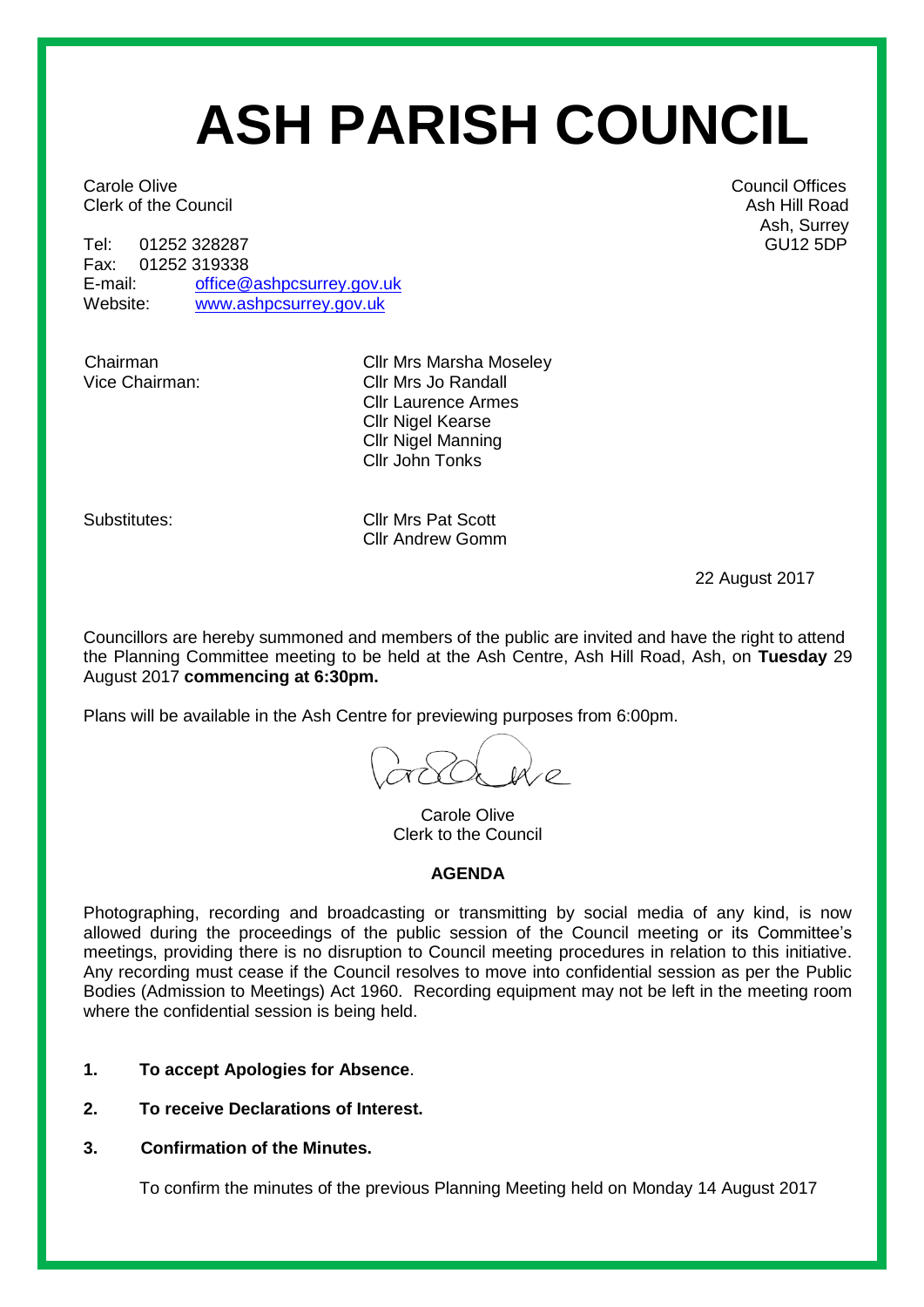# ASH PARISH COUNCIL

Carole Olive
Clerk of the Council

Council Offices
Ash Hill Road
Ash, Surrey
GU12 5DP

Tel: 01252 328287
Fax: 01252 319338
E-mail: office@ashpcsurrey.gov.uk
Website: www.ashpcsurrey.gov.uk

Chairman: Cllr Mrs Marsha Moseley
Vice Chairman: Cllr Mrs Jo Randall
Cllr Laurence Armes
Cllr Nigel Kearse
Cllr Nigel Manning
Cllr John Tonks

Substitutes: Cllr Mrs Pat Scott
Cllr Andrew Gomm

22 August 2017

Councillors are hereby summoned and members of the public are invited and have the right to attend the Planning Committee meeting to be held at the Ash Centre, Ash Hill Road, Ash, on **Tuesday** 29 August 2017 **commencing at 6:30pm.**

Plans will be available in the Ash Centre for previewing purposes from 6:00pm.

Carole Olive
Clerk to the Council

## AGENDA

Photographing, recording and broadcasting or transmitting by social media of any kind, is now allowed during the proceedings of the public session of the Council meeting or its Committee's meetings, providing there is no disruption to Council meeting procedures in relation to this initiative. Any recording must cease if the Council resolves to move into confidential session as per the Public Bodies (Admission to Meetings) Act 1960. Recording equipment may not be left in the meeting room where the confidential session is being held.

1. **To accept Apologies for Absence**.

2. **To receive Declarations of Interest.**

3. **Confirmation of the Minutes.**

   To confirm the minutes of the previous Planning Meeting held on Monday 14 August 2017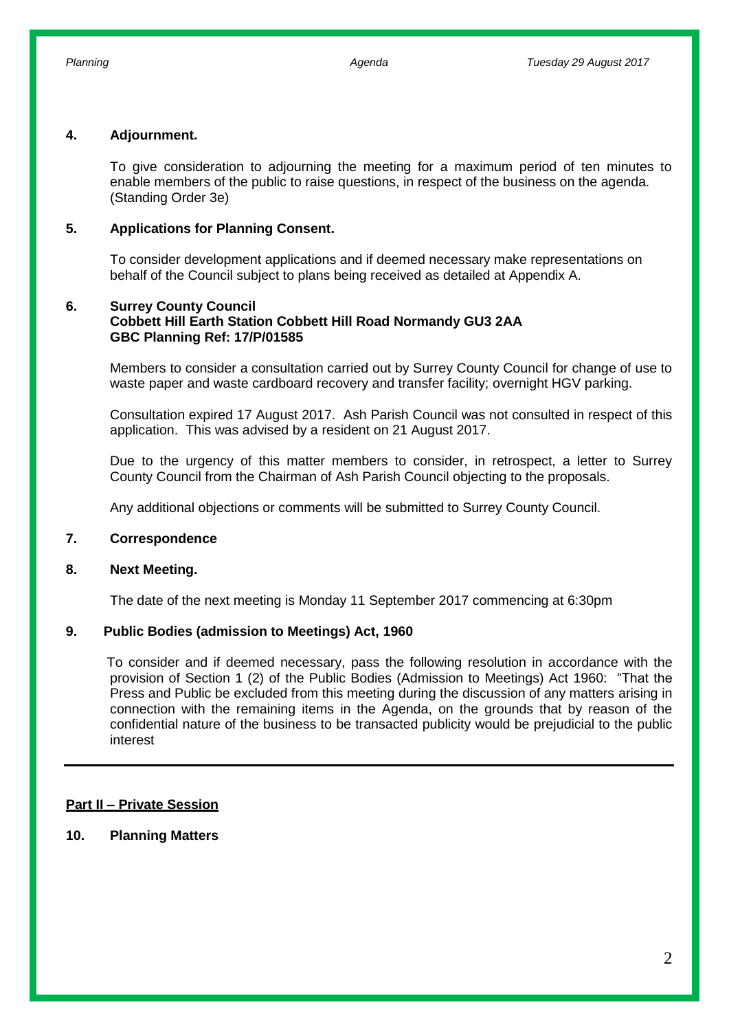## 4. Adjournment.

To give consideration to adjourning the meeting for a maximum period of ten minutes to enable members of the public to raise questions, in respect of the business on the agenda. (Standing Order 3e)

## 5. Applications for Planning Consent.

To consider development applications and if deemed necessary make representations on behalf of the Council subject to plans being received as detailed at Appendix A.

## 6. Surrey County Council
**Cobbett Hill Earth Station Cobbett Hill Road Normandy GU3 2AA**
**GBC Planning Ref: 17/P/01585**

Members to consider a consultation carried out by Surrey County Council for change of use to waste paper and waste cardboard recovery and transfer facility; overnight HGV parking.

Consultation expired 17 August 2017. Ash Parish Council was not consulted in respect of this application. This was advised by a resident on 21 August 2017.

Due to the urgency of this matter members to consider, in retrospect, a letter to Surrey County Council from the Chairman of Ash Parish Council objecting to the proposals.

Any additional objections or comments will be submitted to Surrey County Council.

## 7. Correspondence

## 8. Next Meeting.

The date of the next meeting is Monday 11 September 2017 commencing at 6:30pm

## 9. Public Bodies (admission to Meetings) Act, 1960

To consider and if deemed necessary, pass the following resolution in accordance with the provision of Section 1 (2) of the Public Bodies (Admission to Meetings) Act 1960: "That the Press and Public be excluded from this meeting during the discussion of any matters arising in connection with the remaining items in the Agenda, on the grounds that by reason of the confidential nature of the business to be transacted publicity would be prejudicial to the public interest

---

**Part II – Private Session**

## 10. Planning Matters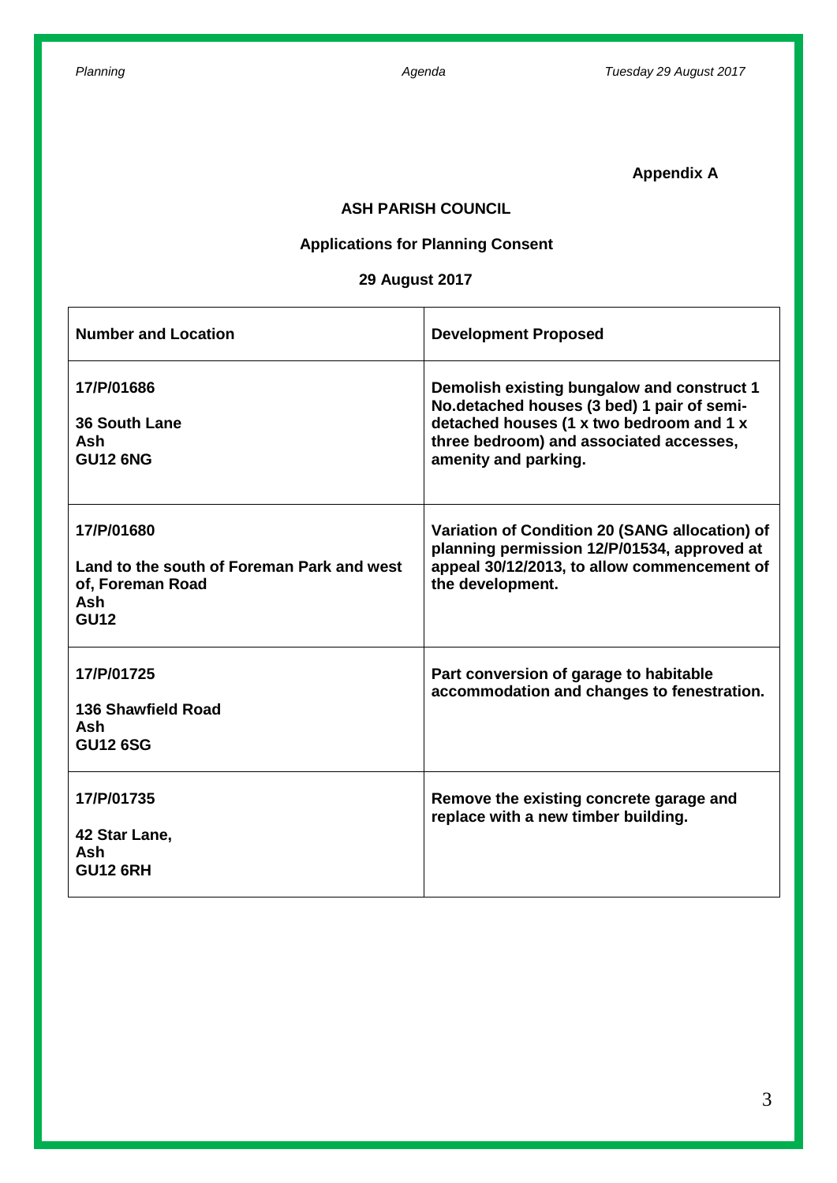**Appendix A**

**ASH PARISH COUNCIL**

**Applications for Planning Consent**

**29 August 2017**

| Number and Location | Development Proposed |
|---|---|
| **17/P/01686**<br><br>**36 South Lane**<br>**Ash**<br>**GU12 6NG** | **Demolish existing bungalow and construct 1 No.detached houses (3 bed) 1 pair of semi-detached houses (1 x two bedroom and 1 x three bedroom) and associated accesses, amenity and parking.** |
| **17/P/01680**<br><br>**Land to the south of Foreman Park and west of, Foreman Road**<br>**Ash**<br>**GU12** | **Variation of Condition 20 (SANG allocation) of planning permission 12/P/01534, approved at appeal 30/12/2013, to allow commencement of the development.** |
| **17/P/01725**<br><br>**136 Shawfield Road**<br>**Ash**<br>**GU12 6SG** | **Part conversion of garage to habitable accommodation and changes to fenestration.** |
| **17/P/01735**<br><br>**42 Star Lane,**<br>**Ash**<br>**GU12 6RH** | **Remove the existing concrete garage and replace with a new timber building.** |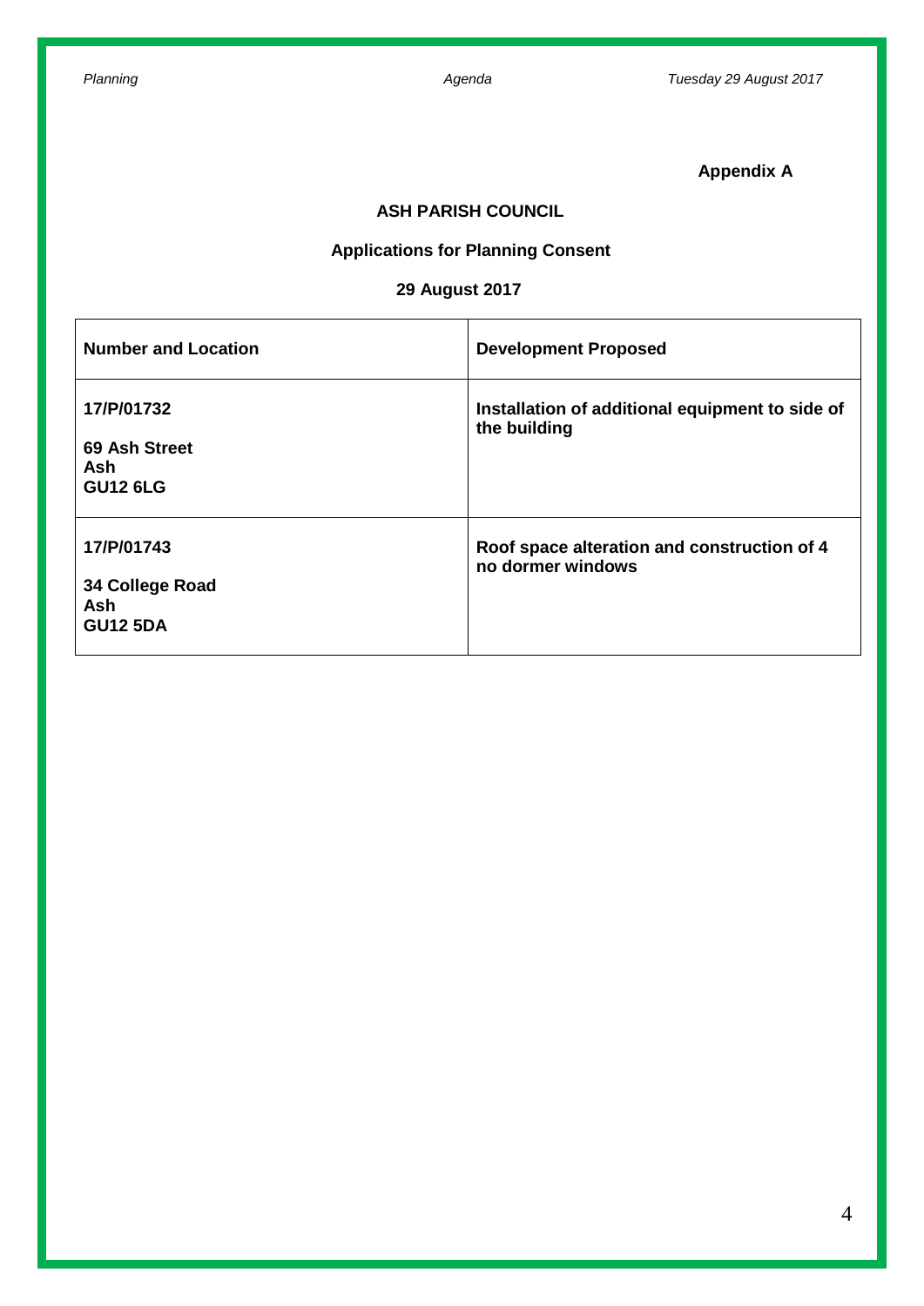**Appendix A**

**ASH PARISH COUNCIL**

**Applications for Planning Consent**

**29 August 2017**

| Number and Location | Development Proposed |
|---|---|
| **17/P/01732**<br><br>**69 Ash Street**<br>**Ash**<br>**GU12 6LG** | **Installation of additional equipment to side of the building** |
| **17/P/01743**<br><br>**34 College Road**<br>**Ash**<br>**GU12 5DA** | **Roof space alteration and construction of 4 no dormer windows** |